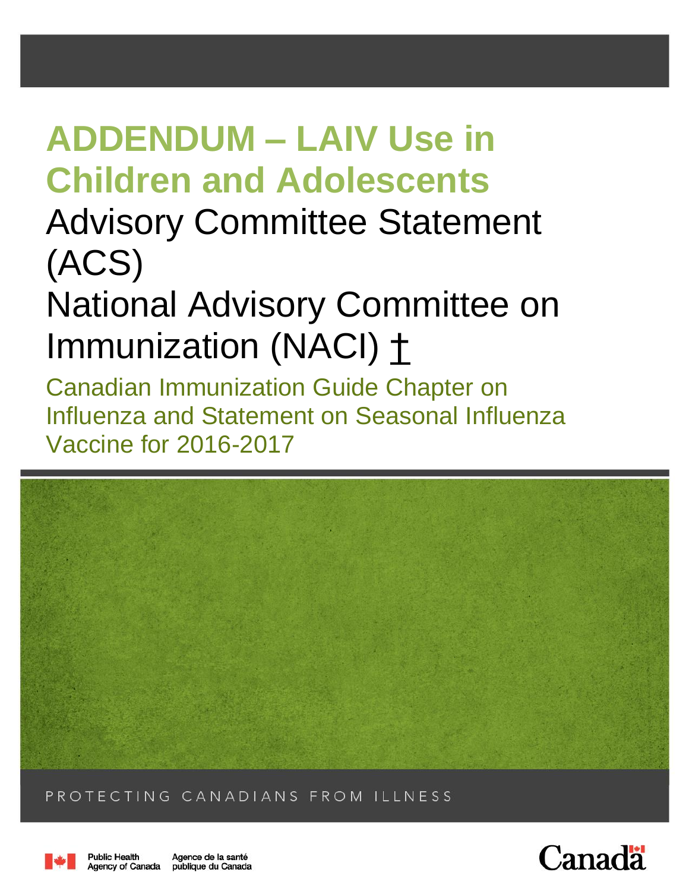# ADDENDUM – LAIV Use in Children and Adolescents

Advisory Committee Statement (ACS)

National Advisory Committee on Immunization (NACI) †

Canadian Immunization Guide Chapter on Influenza and Statement on Seasonal Influenza Vaccine for 2016-2017

PROTECTING CANADIANS FROM ILLNESS

Public Health Agency of Canada | Agence de la santé publique du Canada

Canada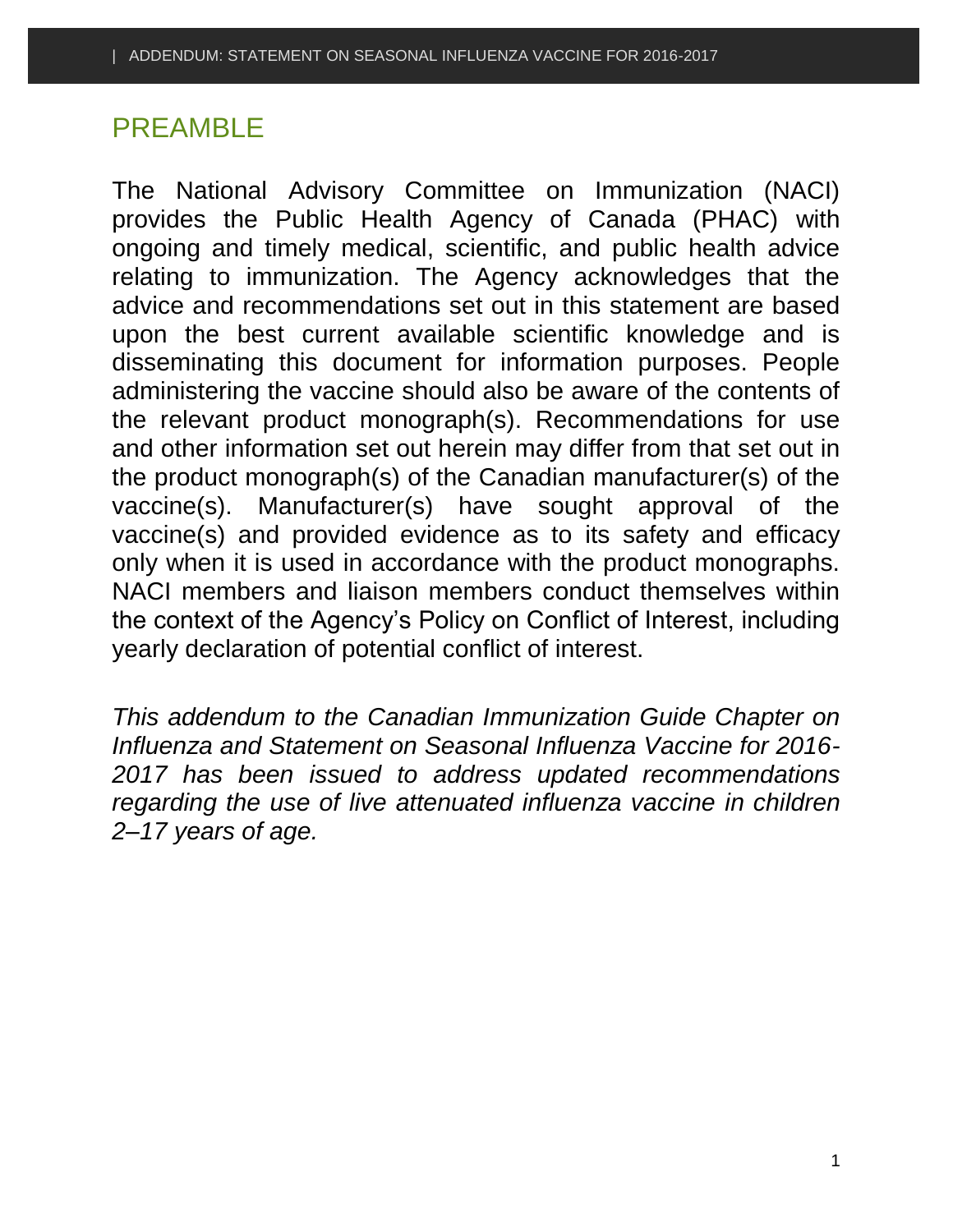# PREAMBLE

The National Advisory Committee on Immunization (NACI) provides the Public Health Agency of Canada (PHAC) with ongoing and timely medical, scientific, and public health advice relating to immunization. The Agency acknowledges that the advice and recommendations set out in this statement are based upon the best current available scientific knowledge and is disseminating this document for information purposes. People administering the vaccine should also be aware of the contents of the relevant product monograph(s). Recommendations for use and other information set out herein may differ from that set out in the product monograph(s) of the Canadian manufacturer(s) of the vaccine(s). Manufacturer(s) have sought approval of the vaccine(s) and provided evidence as to its safety and efficacy only when it is used in accordance with the product monographs. NACI members and liaison members conduct themselves within the context of the Agency's Policy on Conflict of Interest, including yearly declaration of potential conflict of interest.

*This addendum to the Canadian Immunization Guide Chapter on Influenza and Statement on Seasonal Influenza Vaccine for 2016-2017 has been issued to address updated recommendations regarding the use of live attenuated influenza vaccine in children 2–17 years of age.*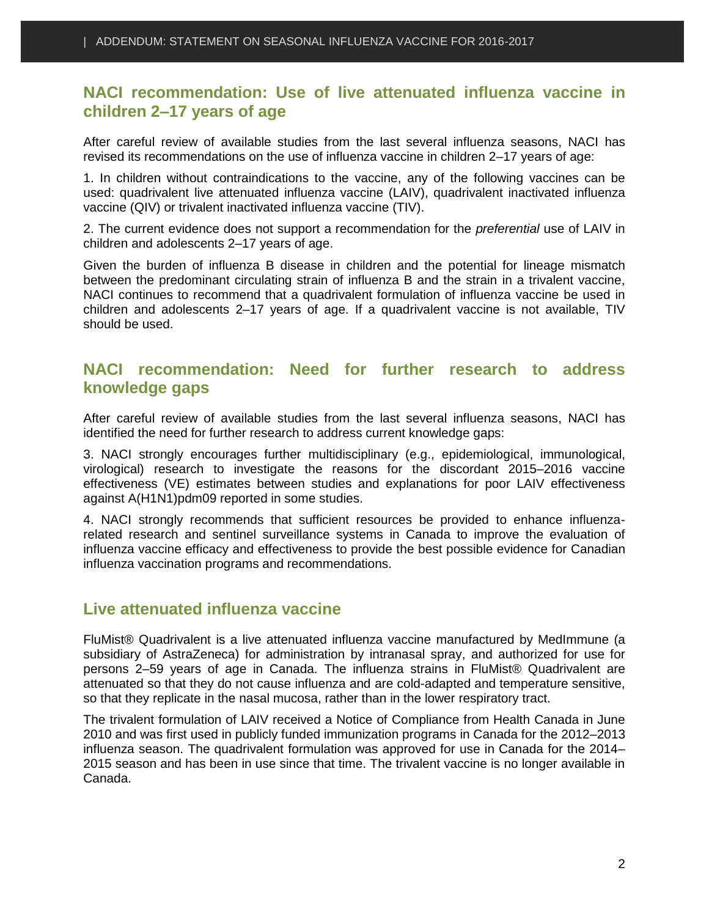## NACI recommendation: Use of live attenuated influenza vaccine in children 2–17 years of age

After careful review of available studies from the last several influenza seasons, NACI has revised its recommendations on the use of influenza vaccine in children 2–17 years of age:

1. In children without contraindications to the vaccine, any of the following vaccines can be used: quadrivalent live attenuated influenza vaccine (LAIV), quadrivalent inactivated influenza vaccine (QIV) or trivalent inactivated influenza vaccine (TIV).

2. The current evidence does not support a recommendation for the *preferential* use of LAIV in children and adolescents 2–17 years of age.

Given the burden of influenza B disease in children and the potential for lineage mismatch between the predominant circulating strain of influenza B and the strain in a trivalent vaccine, NACI continues to recommend that a quadrivalent formulation of influenza vaccine be used in children and adolescents 2–17 years of age. If a quadrivalent vaccine is not available, TIV should be used.

## NACI recommendation: Need for further research to address knowledge gaps

After careful review of available studies from the last several influenza seasons, NACI has identified the need for further research to address current knowledge gaps:

3. NACI strongly encourages further multidisciplinary (e.g., epidemiological, immunological, virological) research to investigate the reasons for the discordant 2015–2016 vaccine effectiveness (VE) estimates between studies and explanations for poor LAIV effectiveness against A(H1N1)pdm09 reported in some studies.

4. NACI strongly recommends that sufficient resources be provided to enhance influenza-related research and sentinel surveillance systems in Canada to improve the evaluation of influenza vaccine efficacy and effectiveness to provide the best possible evidence for Canadian influenza vaccination programs and recommendations.

## Live attenuated influenza vaccine

FluMist® Quadrivalent is a live attenuated influenza vaccine manufactured by MedImmune (a subsidiary of AstraZeneca) for administration by intranasal spray, and authorized for use for persons 2–59 years of age in Canada. The influenza strains in FluMist® Quadrivalent are attenuated so that they do not cause influenza and are cold-adapted and temperature sensitive, so that they replicate in the nasal mucosa, rather than in the lower respiratory tract.

The trivalent formulation of LAIV received a Notice of Compliance from Health Canada in June 2010 and was first used in publicly funded immunization programs in Canada for the 2012–2013 influenza season. The quadrivalent formulation was approved for use in Canada for the 2014–2015 season and has been in use since that time. The trivalent vaccine is no longer available in Canada.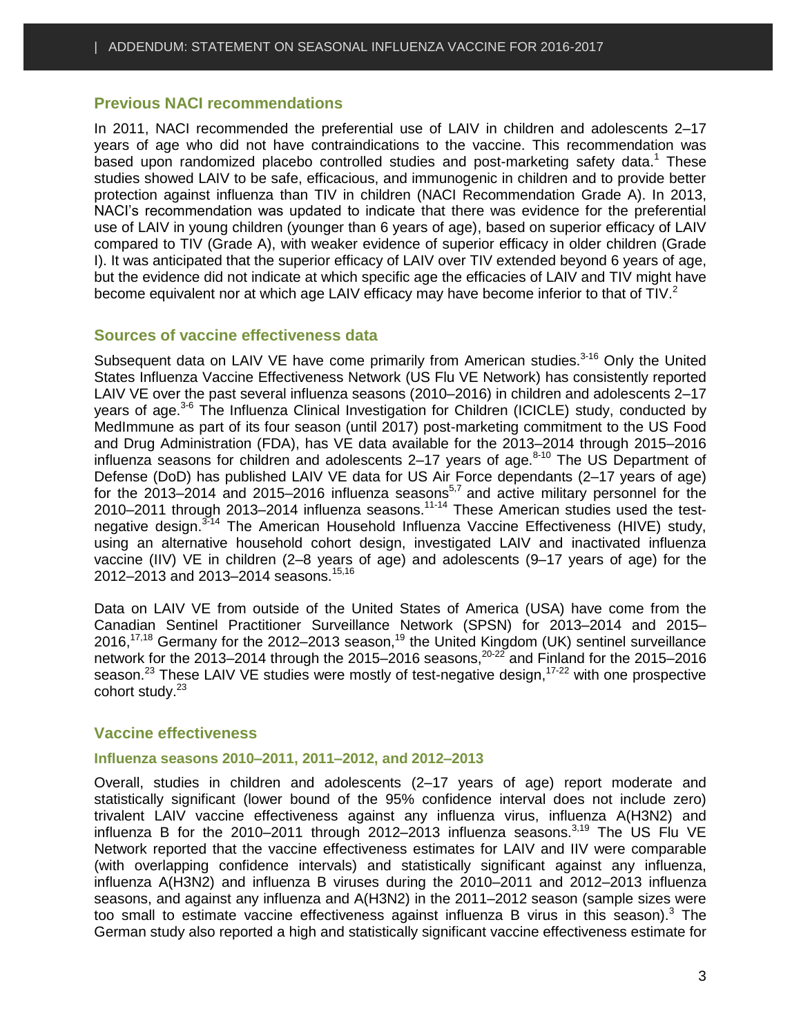## Previous NACI recommendations

In 2011, NACI recommended the preferential use of LAIV in children and adolescents 2–17 years of age who did not have contraindications to the vaccine. This recommendation was based upon randomized placebo controlled studies and post-marketing safety data.[1] These studies showed LAIV to be safe, efficacious, and immunogenic in children and to provide better protection against influenza than TIV in children (NACI Recommendation Grade A). In 2013, NACI's recommendation was updated to indicate that there was evidence for the preferential use of LAIV in young children (younger than 6 years of age), based on superior efficacy of LAIV compared to TIV (Grade A), with weaker evidence of superior efficacy in older children (Grade I). It was anticipated that the superior efficacy of LAIV over TIV extended beyond 6 years of age, but the evidence did not indicate at which specific age the efficacies of LAIV and TIV might have become equivalent nor at which age LAIV efficacy may have become inferior to that of TIV.[2]

## Sources of vaccine effectiveness data

Subsequent data on LAIV VE have come primarily from American studies.[3-16] Only the United States Influenza Vaccine Effectiveness Network (US Flu VE Network) has consistently reported LAIV VE over the past several influenza seasons (2010–2016) in children and adolescents 2–17 years of age.[3-6] The Influenza Clinical Investigation for Children (ICICLE) study, conducted by MedImmune as part of its four season (until 2017) post-marketing commitment to the US Food and Drug Administration (FDA), has VE data available for the 2013–2014 through 2015–2016 influenza seasons for children and adolescents 2–17 years of age.[8-10] The US Department of Defense (DoD) has published LAIV VE data for US Air Force dependants (2–17 years of age) for the 2013–2014 and 2015–2016 influenza seasons[5,7] and active military personnel for the 2010–2011 through 2013–2014 influenza seasons.[11-14] These American studies used the test-negative design.[3-14] The American Household Influenza Vaccine Effectiveness (HIVE) study, using an alternative household cohort design, investigated LAIV and inactivated influenza vaccine (IIV) VE in children (2–8 years of age) and adolescents (9–17 years of age) for the 2012–2013 and 2013–2014 seasons.[15,16]

Data on LAIV VE from outside of the United States of America (USA) have come from the Canadian Sentinel Practitioner Surveillance Network (SPSN) for 2013–2014 and 2015–2016,[17,18] Germany for the 2012–2013 season,[19] the United Kingdom (UK) sentinel surveillance network for the 2013–2014 through the 2015–2016 seasons,[20-22] and Finland for the 2015–2016 season.[23] These LAIV VE studies were mostly of test-negative design,[17-22] with one prospective cohort study.[23]

## Vaccine effectiveness

### Influenza seasons 2010–2011, 2011–2012, and 2012–2013

Overall, studies in children and adolescents (2–17 years of age) report moderate and statistically significant (lower bound of the 95% confidence interval does not include zero) trivalent LAIV vaccine effectiveness against any influenza virus, influenza A(H3N2) and influenza B for the 2010–2011 through 2012–2013 influenza seasons.[3,19] The US Flu VE Network reported that the vaccine effectiveness estimates for LAIV and IIV were comparable (with overlapping confidence intervals) and statistically significant against any influenza, influenza A(H3N2) and influenza B viruses during the 2010–2011 and 2012–2013 influenza seasons, and against any influenza and A(H3N2) in the 2011–2012 season (sample sizes were too small to estimate vaccine effectiveness against influenza B virus in this season).[3] The German study also reported a high and statistically significant vaccine effectiveness estimate for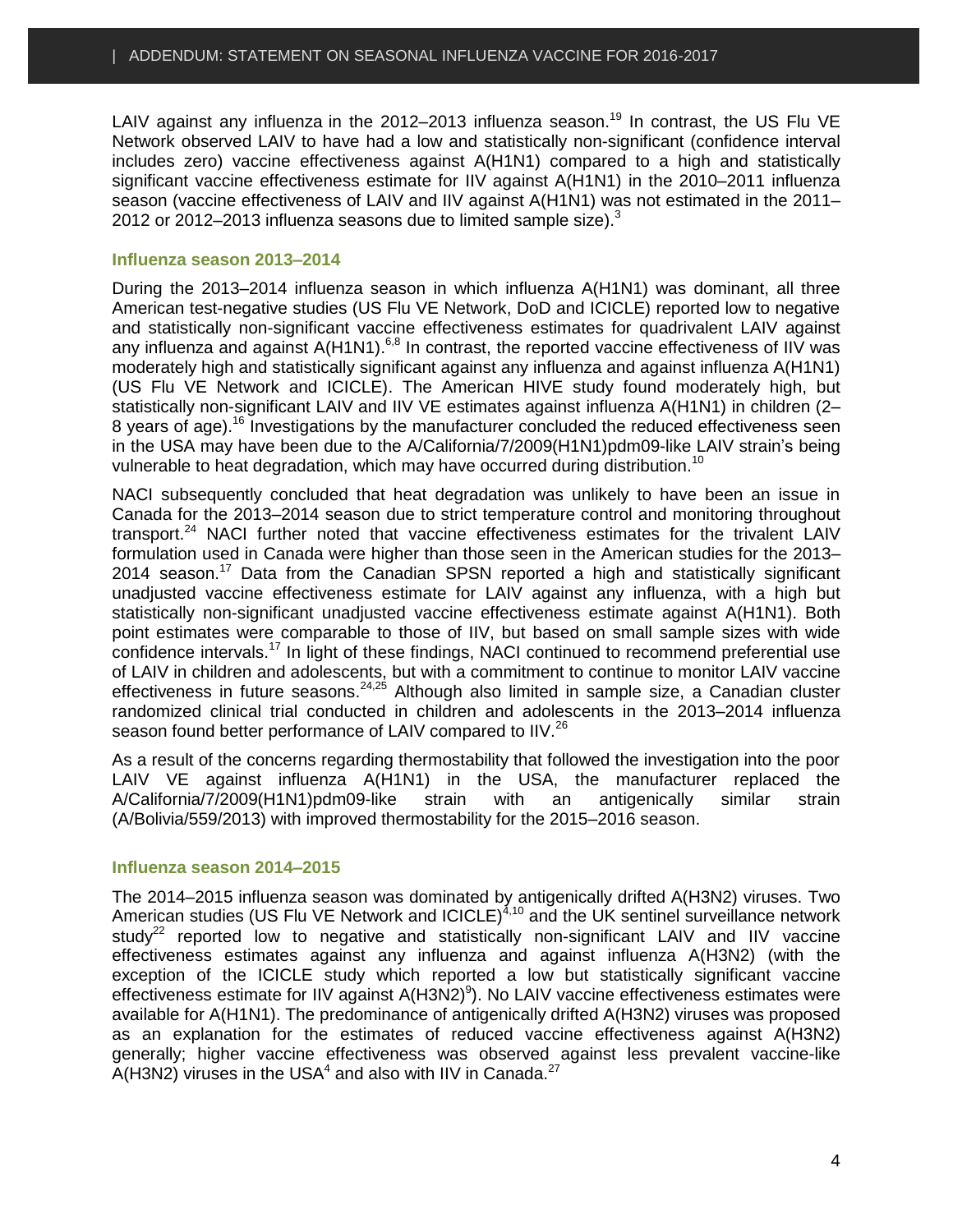LAIV against any influenza in the 2012–2013 influenza season.[19] In contrast, the US Flu VE Network observed LAIV to have had a low and statistically non-significant (confidence interval includes zero) vaccine effectiveness against A(H1N1) compared to a high and statistically significant vaccine effectiveness estimate for IIV against A(H1N1) in the 2010–2011 influenza season (vaccine effectiveness of LAIV and IIV against A(H1N1) was not estimated in the 2011–2012 or 2012–2013 influenza seasons due to limited sample size).[3]

### Influenza season 2013–2014

During the 2013–2014 influenza season in which influenza A(H1N1) was dominant, all three American test-negative studies (US Flu VE Network, DoD and ICICLE) reported low to negative and statistically non-significant vaccine effectiveness estimates for quadrivalent LAIV against any influenza and against A(H1N1).[6,8] In contrast, the reported vaccine effectiveness of IIV was moderately high and statistically significant against any influenza and against influenza A(H1N1) (US Flu VE Network and ICICLE). The American HIVE study found moderately high, but statistically non-significant LAIV and IIV VE estimates against influenza A(H1N1) in children (2–8 years of age).[16] Investigations by the manufacturer concluded the reduced effectiveness seen in the USA may have been due to the A/California/7/2009(H1N1)pdm09-like LAIV strain's being vulnerable to heat degradation, which may have occurred during distribution.[10]

NACI subsequently concluded that heat degradation was unlikely to have been an issue in Canada for the 2013–2014 season due to strict temperature control and monitoring throughout transport.[24] NACI further noted that vaccine effectiveness estimates for the trivalent LAIV formulation used in Canada were higher than those seen in the American studies for the 2013–2014 season.[17] Data from the Canadian SPSN reported a high and statistically significant unadjusted vaccine effectiveness estimate for LAIV against any influenza, with a high but statistically non-significant unadjusted vaccine effectiveness estimate against A(H1N1). Both point estimates were comparable to those of IIV, but based on small sample sizes with wide confidence intervals.[17] In light of these findings, NACI continued to recommend preferential use of LAIV in children and adolescents, but with a commitment to continue to monitor LAIV vaccine effectiveness in future seasons.[24,25] Although also limited in sample size, a Canadian cluster randomized clinical trial conducted in children and adolescents in the 2013–2014 influenza season found better performance of LAIV compared to IIV.[26]

As a result of the concerns regarding thermostability that followed the investigation into the poor LAIV VE against influenza A(H1N1) in the USA, the manufacturer replaced the A/California/7/2009(H1N1)pdm09-like strain with an antigenically similar strain (A/Bolivia/559/2013) with improved thermostability for the 2015–2016 season.

### Influenza season 2014–2015

The 2014–2015 influenza season was dominated by antigenically drifted A(H3N2) viruses. Two American studies (US Flu VE Network and ICICLE)[4,10] and the UK sentinel surveillance network study[22] reported low to negative and statistically non-significant LAIV and IIV vaccine effectiveness estimates against any influenza and against influenza A(H3N2) (with the exception of the ICICLE study which reported a low but statistically significant vaccine effectiveness estimate for IIV against A(H3N2)[9]). No LAIV vaccine effectiveness estimates were available for A(H1N1). The predominance of antigenically drifted A(H3N2) viruses was proposed as an explanation for the estimates of reduced vaccine effectiveness against A(H3N2) generally; higher vaccine effectiveness was observed against less prevalent vaccine-like A(H3N2) viruses in the USA[4] and also with IIV in Canada.[27]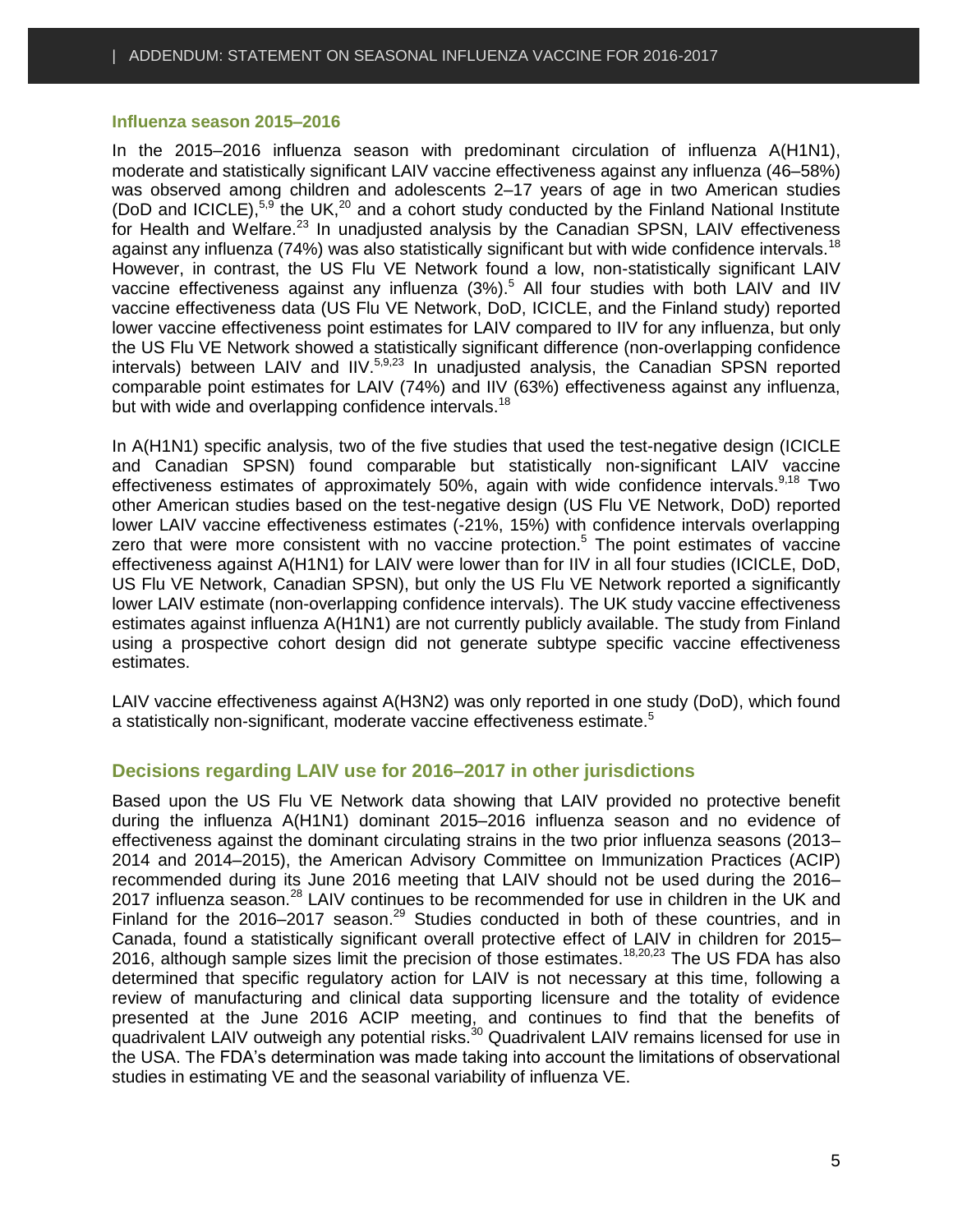### Influenza season 2015–2016

In the 2015–2016 influenza season with predominant circulation of influenza A(H1N1), moderate and statistically significant LAIV vaccine effectiveness against any influenza (46–58%) was observed among children and adolescents 2–17 years of age in two American studies (DoD and ICICLE),[5,9] the UK,[20] and a cohort study conducted by the Finland National Institute for Health and Welfare.[23] In unadjusted analysis by the Canadian SPSN, LAIV effectiveness against any influenza (74%) was also statistically significant but with wide confidence intervals.[18] However, in contrast, the US Flu VE Network found a low, non-statistically significant LAIV vaccine effectiveness against any influenza (3%).[5] All four studies with both LAIV and IIV vaccine effectiveness data (US Flu VE Network, DoD, ICICLE, and the Finland study) reported lower vaccine effectiveness point estimates for LAIV compared to IIV for any influenza, but only the US Flu VE Network showed a statistically significant difference (non-overlapping confidence intervals) between LAIV and IIV.[5,9,23] In unadjusted analysis, the Canadian SPSN reported comparable point estimates for LAIV (74%) and IIV (63%) effectiveness against any influenza, but with wide and overlapping confidence intervals.[18]

In A(H1N1) specific analysis, two of the five studies that used the test-negative design (ICICLE and Canadian SPSN) found comparable but statistically non-significant LAIV vaccine effectiveness estimates of approximately 50%, again with wide confidence intervals.[9,18] Two other American studies based on the test-negative design (US Flu VE Network, DoD) reported lower LAIV vaccine effectiveness estimates (-21%, 15%) with confidence intervals overlapping zero that were more consistent with no vaccine protection.[5] The point estimates of vaccine effectiveness against A(H1N1) for LAIV were lower than for IIV in all four studies (ICICLE, DoD, US Flu VE Network, Canadian SPSN), but only the US Flu VE Network reported a significantly lower LAIV estimate (non-overlapping confidence intervals). The UK study vaccine effectiveness estimates against influenza A(H1N1) are not currently publicly available. The study from Finland using a prospective cohort design did not generate subtype specific vaccine effectiveness estimates.

LAIV vaccine effectiveness against A(H3N2) was only reported in one study (DoD), which found a statistically non-significant, moderate vaccine effectiveness estimate.[5]

## Decisions regarding LAIV use for 2016–2017 in other jurisdictions

Based upon the US Flu VE Network data showing that LAIV provided no protective benefit during the influenza A(H1N1) dominant 2015–2016 influenza season and no evidence of effectiveness against the dominant circulating strains in the two prior influenza seasons (2013–2014 and 2014–2015), the American Advisory Committee on Immunization Practices (ACIP) recommended during its June 2016 meeting that LAIV should not be used during the 2016–2017 influenza season.[28] LAIV continues to be recommended for use in children in the UK and Finland for the 2016–2017 season.[29] Studies conducted in both of these countries, and in Canada, found a statistically significant overall protective effect of LAIV in children for 2015–2016, although sample sizes limit the precision of those estimates.[18,20,23] The US FDA has also determined that specific regulatory action for LAIV is not necessary at this time, following a review of manufacturing and clinical data supporting licensure and the totality of evidence presented at the June 2016 ACIP meeting, and continues to find that the benefits of quadrivalent LAIV outweigh any potential risks.[30] Quadrivalent LAIV remains licensed for use in the USA. The FDA's determination was made taking into account the limitations of observational studies in estimating VE and the seasonal variability of influenza VE.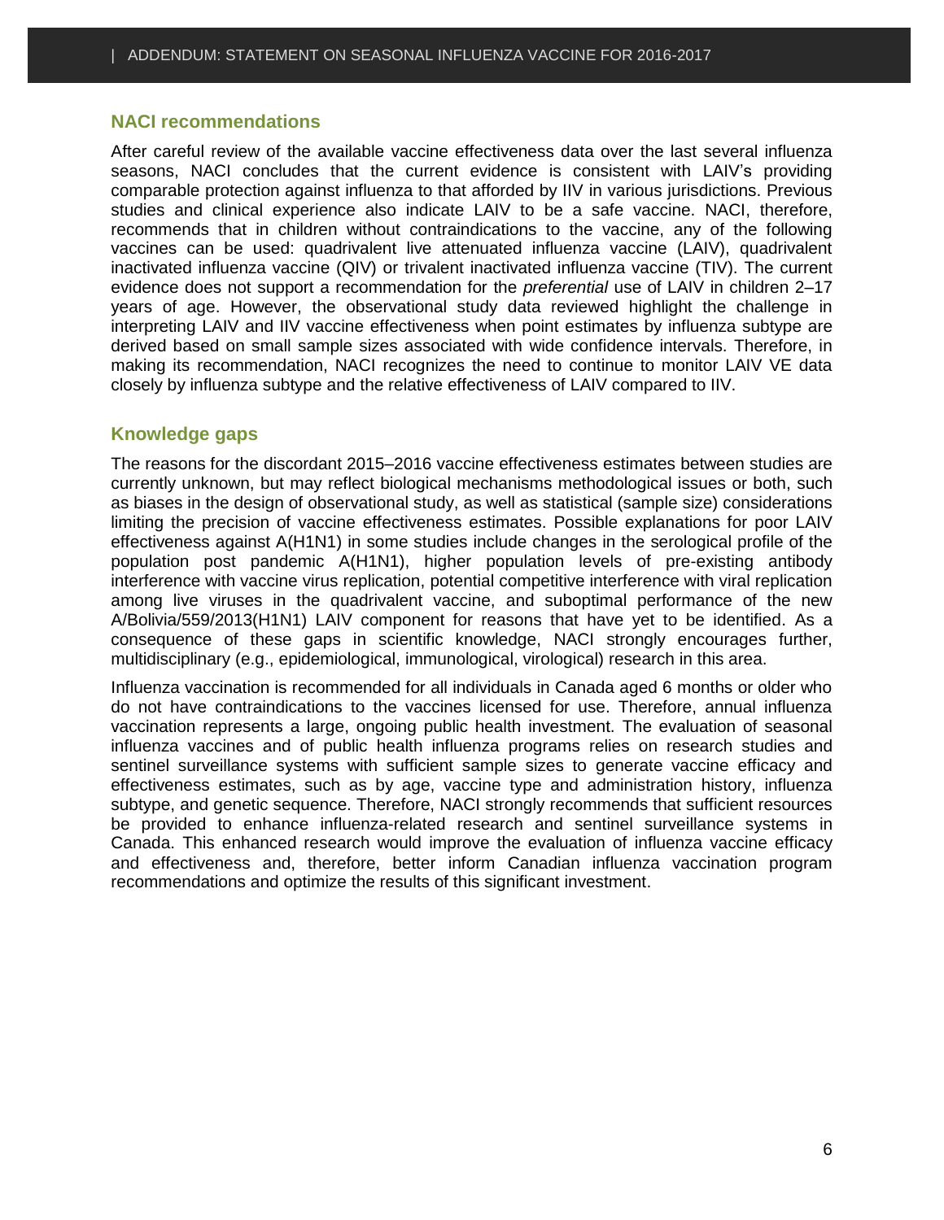## NACI recommendations

After careful review of the available vaccine effectiveness data over the last several influenza seasons, NACI concludes that the current evidence is consistent with LAIV's providing comparable protection against influenza to that afforded by IIV in various jurisdictions. Previous studies and clinical experience also indicate LAIV to be a safe vaccine. NACI, therefore, recommends that in children without contraindications to the vaccine, any of the following vaccines can be used: quadrivalent live attenuated influenza vaccine (LAIV), quadrivalent inactivated influenza vaccine (QIV) or trivalent inactivated influenza vaccine (TIV). The current evidence does not support a recommendation for the *preferential* use of LAIV in children 2–17 years of age. However, the observational study data reviewed highlight the challenge in interpreting LAIV and IIV vaccine effectiveness when point estimates by influenza subtype are derived based on small sample sizes associated with wide confidence intervals. Therefore, in making its recommendation, NACI recognizes the need to continue to monitor LAIV VE data closely by influenza subtype and the relative effectiveness of LAIV compared to IIV.

## Knowledge gaps

The reasons for the discordant 2015–2016 vaccine effectiveness estimates between studies are currently unknown, but may reflect biological mechanisms methodological issues or both, such as biases in the design of observational study, as well as statistical (sample size) considerations limiting the precision of vaccine effectiveness estimates. Possible explanations for poor LAIV effectiveness against A(H1N1) in some studies include changes in the serological profile of the population post pandemic A(H1N1), higher population levels of pre-existing antibody interference with vaccine virus replication, potential competitive interference with viral replication among live viruses in the quadrivalent vaccine, and suboptimal performance of the new A/Bolivia/559/2013(H1N1) LAIV component for reasons that have yet to be identified. As a consequence of these gaps in scientific knowledge, NACI strongly encourages further, multidisciplinary (e.g., epidemiological, immunological, virological) research in this area.

Influenza vaccination is recommended for all individuals in Canada aged 6 months or older who do not have contraindications to the vaccines licensed for use. Therefore, annual influenza vaccination represents a large, ongoing public health investment. The evaluation of seasonal influenza vaccines and of public health influenza programs relies on research studies and sentinel surveillance systems with sufficient sample sizes to generate vaccine efficacy and effectiveness estimates, such as by age, vaccine type and administration history, influenza subtype, and genetic sequence. Therefore, NACI strongly recommends that sufficient resources be provided to enhance influenza-related research and sentinel surveillance systems in Canada. This enhanced research would improve the evaluation of influenza vaccine efficacy and effectiveness and, therefore, better inform Canadian influenza vaccination program recommendations and optimize the results of this significant investment.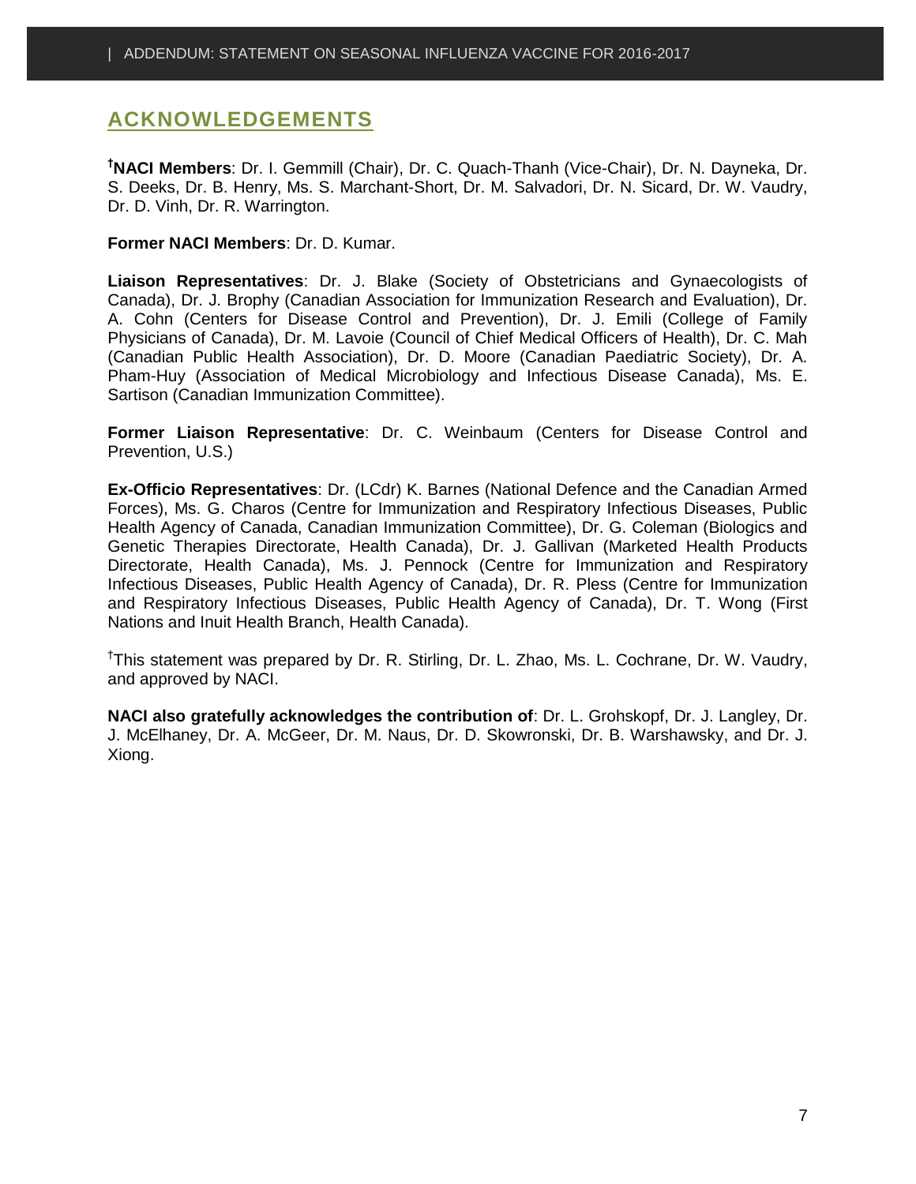## ACKNOWLEDGEMENTS

†**NACI Members**: Dr. I. Gemmill (Chair), Dr. C. Quach-Thanh (Vice-Chair), Dr. N. Dayneka, Dr. S. Deeks, Dr. B. Henry, Ms. S. Marchant-Short, Dr. M. Salvadori, Dr. N. Sicard, Dr. W. Vaudry, Dr. D. Vinh, Dr. R. Warrington.

**Former NACI Members**: Dr. D. Kumar.

**Liaison Representatives**: Dr. J. Blake (Society of Obstetricians and Gynaecologists of Canada), Dr. J. Brophy (Canadian Association for Immunization Research and Evaluation), Dr. A. Cohn (Centers for Disease Control and Prevention), Dr. J. Emili (College of Family Physicians of Canada), Dr. M. Lavoie (Council of Chief Medical Officers of Health), Dr. C. Mah (Canadian Public Health Association), Dr. D. Moore (Canadian Paediatric Society), Dr. A. Pham-Huy (Association of Medical Microbiology and Infectious Disease Canada), Ms. E. Sartison (Canadian Immunization Committee).

**Former Liaison Representative**: Dr. C. Weinbaum (Centers for Disease Control and Prevention, U.S.)

**Ex-Officio Representatives**: Dr. (LCdr) K. Barnes (National Defence and the Canadian Armed Forces), Ms. G. Charos (Centre for Immunization and Respiratory Infectious Diseases, Public Health Agency of Canada, Canadian Immunization Committee), Dr. G. Coleman (Biologics and Genetic Therapies Directorate, Health Canada), Dr. J. Gallivan (Marketed Health Products Directorate, Health Canada), Ms. J. Pennock (Centre for Immunization and Respiratory Infectious Diseases, Public Health Agency of Canada), Dr. R. Pless (Centre for Immunization and Respiratory Infectious Diseases, Public Health Agency of Canada), Dr. T. Wong (First Nations and Inuit Health Branch, Health Canada).

†This statement was prepared by Dr. R. Stirling, Dr. L. Zhao, Ms. L. Cochrane, Dr. W. Vaudry, and approved by NACI.

**NACI also gratefully acknowledges the contribution of**: Dr. L. Grohskopf, Dr. J. Langley, Dr. J. McElhaney, Dr. A. McGeer, Dr. M. Naus, Dr. D. Skowronski, Dr. B. Warshawsky, and Dr. J. Xiong.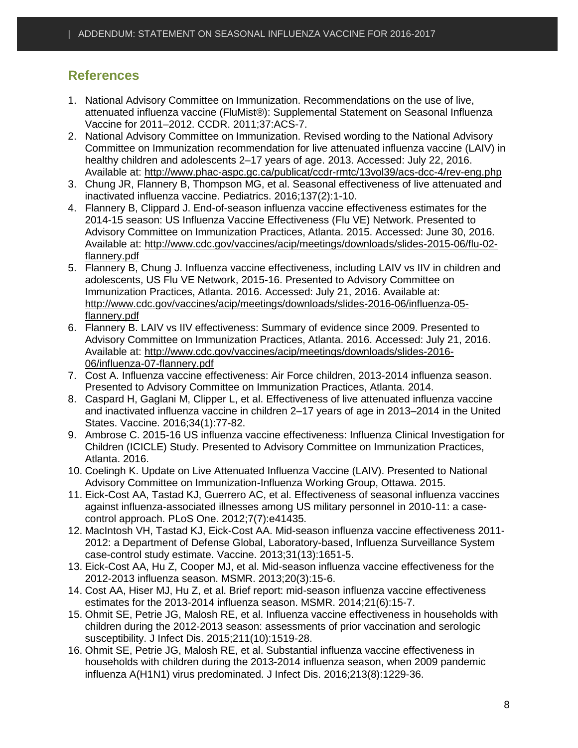## References

1. National Advisory Committee on Immunization. Recommendations on the use of live, attenuated influenza vaccine (FluMist®): Supplemental Statement on Seasonal Influenza Vaccine for 2011–2012. CCDR. 2011;37:ACS-7.
2. National Advisory Committee on Immunization. Revised wording to the National Advisory Committee on Immunization recommendation for live attenuated influenza vaccine (LAIV) in healthy children and adolescents 2–17 years of age. 2013. Accessed: July 22, 2016. Available at: http://www.phac-aspc.gc.ca/publicat/ccdr-rmtc/13vol39/acs-dcc-4/rev-eng.php
3. Chung JR, Flannery B, Thompson MG, et al. Seasonal effectiveness of live attenuated and inactivated influenza vaccine. Pediatrics. 2016;137(2):1-10.
4. Flannery B, Clippard J. End-of-season influenza vaccine effectiveness estimates for the 2014-15 season: US Influenza Vaccine Effectiveness (Flu VE) Network. Presented to Advisory Committee on Immunization Practices, Atlanta. 2015. Accessed: June 30, 2016. Available at: http://www.cdc.gov/vaccines/acip/meetings/downloads/slides-2015-06/flu-02-flannery.pdf
5. Flannery B, Chung J. Influenza vaccine effectiveness, including LAIV vs IIV in children and adolescents, US Flu VE Network, 2015-16. Presented to Advisory Committee on Immunization Practices, Atlanta. 2016. Accessed: July 21, 2016. Available at: http://www.cdc.gov/vaccines/acip/meetings/downloads/slides-2016-06/influenza-05-flannery.pdf
6. Flannery B. LAIV vs IIV effectiveness: Summary of evidence since 2009. Presented to Advisory Committee on Immunization Practices, Atlanta. 2016. Accessed: July 21, 2016. Available at: http://www.cdc.gov/vaccines/acip/meetings/downloads/slides-2016-06/influenza-07-flannery.pdf
7. Cost A. Influenza vaccine effectiveness: Air Force children, 2013-2014 influenza season. Presented to Advisory Committee on Immunization Practices, Atlanta. 2014.
8. Caspard H, Gaglani M, Clipper L, et al. Effectiveness of live attenuated influenza vaccine and inactivated influenza vaccine in children 2–17 years of age in 2013–2014 in the United States. Vaccine. 2016;34(1):77-82.
9. Ambrose C. 2015-16 US influenza vaccine effectiveness: Influenza Clinical Investigation for Children (ICICLE) Study. Presented to Advisory Committee on Immunization Practices, Atlanta. 2016.
10. Coelingh K. Update on Live Attenuated Influenza Vaccine (LAIV). Presented to National Advisory Committee on Immunization-Influenza Working Group, Ottawa. 2015.
11. Eick-Cost AA, Tastad KJ, Guerrero AC, et al. Effectiveness of seasonal influenza vaccines against influenza-associated illnesses among US military personnel in 2010-11: a case-control approach. PLoS One. 2012;7(7):e41435.
12. MacIntosh VH, Tastad KJ, Eick-Cost AA. Mid-season influenza vaccine effectiveness 2011-2012: a Department of Defense Global, Laboratory-based, Influenza Surveillance System case-control study estimate. Vaccine. 2013;31(13):1651-5.
13. Eick-Cost AA, Hu Z, Cooper MJ, et al. Mid-season influenza vaccine effectiveness for the 2012-2013 influenza season. MSMR. 2013;20(3):15-6.
14. Cost AA, Hiser MJ, Hu Z, et al. Brief report: mid-season influenza vaccine effectiveness estimates for the 2013-2014 influenza season. MSMR. 2014;21(6):15-7.
15. Ohmit SE, Petrie JG, Malosh RE, et al. Influenza vaccine effectiveness in households with children during the 2012-2013 season: assessments of prior vaccination and serologic susceptibility. J Infect Dis. 2015;211(10):1519-28.
16. Ohmit SE, Petrie JG, Malosh RE, et al. Substantial influenza vaccine effectiveness in households with children during the 2013-2014 influenza season, when 2009 pandemic influenza A(H1N1) virus predominated. J Infect Dis. 2016;213(8):1229-36.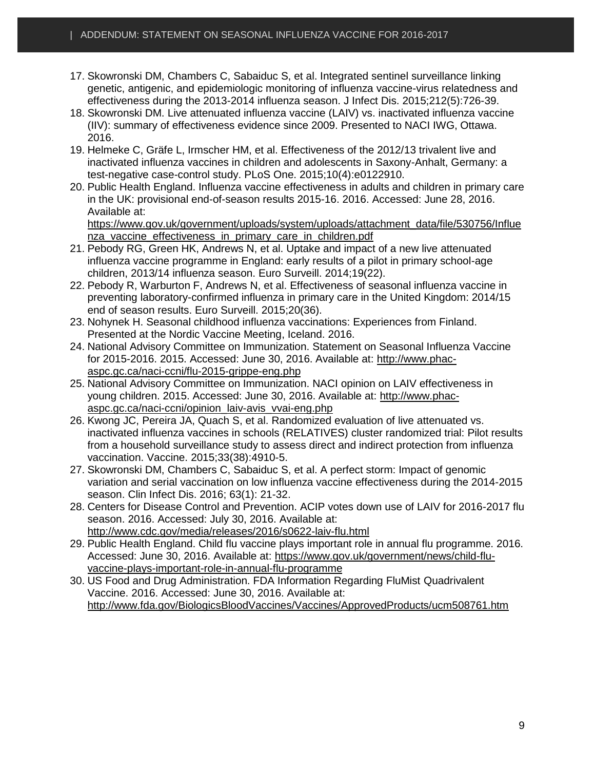17. Skowronski DM, Chambers C, Sabaiduc S, et al. Integrated sentinel surveillance linking genetic, antigenic, and epidemiologic monitoring of influenza vaccine-virus relatedness and effectiveness during the 2013-2014 influenza season. J Infect Dis. 2015;212(5):726-39.
18. Skowronski DM. Live attenuated influenza vaccine (LAIV) vs. inactivated influenza vaccine (IIV): summary of effectiveness evidence since 2009. Presented to NACI IWG, Ottawa. 2016.
19. Helmeke C, Gräfe L, Irmscher HM, et al. Effectiveness of the 2012/13 trivalent live and inactivated influenza vaccines in children and adolescents in Saxony-Anhalt, Germany: a test-negative case-control study. PLoS One. 2015;10(4):e0122910.
20. Public Health England. Influenza vaccine effectiveness in adults and children in primary care in the UK: provisional end-of-season results 2015-16. 2016. Accessed: June 28, 2016. Available at: https://www.gov.uk/government/uploads/system/uploads/attachment_data/file/530756/Influenza_vaccine_effectiveness_in_primary_care_in_children.pdf
21. Pebody RG, Green HK, Andrews N, et al. Uptake and impact of a new live attenuated influenza vaccine programme in England: early results of a pilot in primary school-age children, 2013/14 influenza season. Euro Surveill. 2014;19(22).
22. Pebody R, Warburton F, Andrews N, et al. Effectiveness of seasonal influenza vaccine in preventing laboratory-confirmed influenza in primary care in the United Kingdom: 2014/15 end of season results. Euro Surveill. 2015;20(36).
23. Nohynek H. Seasonal childhood influenza vaccinations: Experiences from Finland. Presented at the Nordic Vaccine Meeting, Iceland. 2016.
24. National Advisory Committee on Immunization. Statement on Seasonal Influenza Vaccine for 2015-2016. 2015. Accessed: June 30, 2016. Available at: http://www.phac-aspc.gc.ca/naci-ccni/flu-2015-grippe-eng.php
25. National Advisory Committee on Immunization. NACI opinion on LAIV effectiveness in young children. 2015. Accessed: June 30, 2016. Available at: http://www.phac-aspc.gc.ca/naci-ccni/opinion_laiv-avis_vvai-eng.php
26. Kwong JC, Pereira JA, Quach S, et al. Randomized evaluation of live attenuated vs. inactivated influenza vaccines in schools (RELATIVES) cluster randomized trial: Pilot results from a household surveillance study to assess direct and indirect protection from influenza vaccination. Vaccine. 2015;33(38):4910-5.
27. Skowronski DM, Chambers C, Sabaiduc S, et al. A perfect storm: Impact of genomic variation and serial vaccination on low influenza vaccine effectiveness during the 2014-2015 season. Clin Infect Dis. 2016; 63(1): 21-32.
28. Centers for Disease Control and Prevention. ACIP votes down use of LAIV for 2016-2017 flu season. 2016. Accessed: July 30, 2016. Available at: http://www.cdc.gov/media/releases/2016/s0622-laiv-flu.html
29. Public Health England. Child flu vaccine plays important role in annual flu programme. 2016. Accessed: June 30, 2016. Available at: https://www.gov.uk/government/news/child-flu-vaccine-plays-important-role-in-annual-flu-programme
30. US Food and Drug Administration. FDA Information Regarding FluMist Quadrivalent Vaccine. 2016. Accessed: June 30, 2016. Available at: http://www.fda.gov/BiologicsBloodVaccines/Vaccines/ApprovedProducts/ucm508761.htm